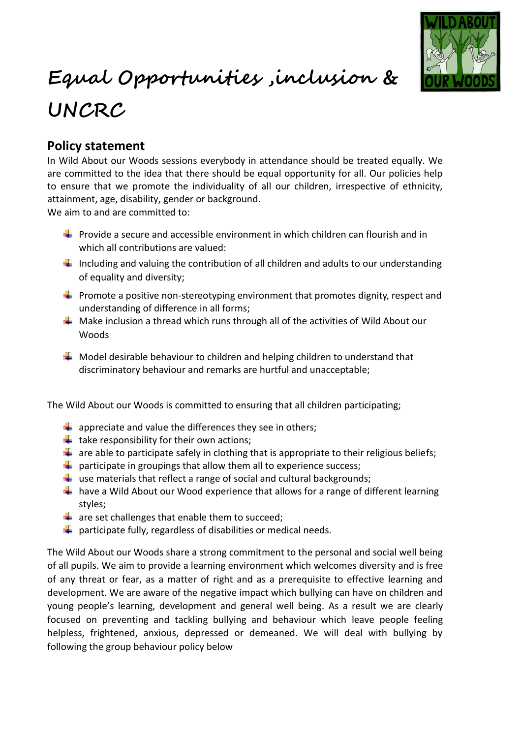# Equal Opportunities ,inclusion & UNCRC

## Policy statement

In Wild About our Woods sessions everybody in attendance should be treated equally. We are committed to the idea that there should be equal opportunity for all. Our policies help to ensure that we promote the individuality of all our children, irrespective of ethnicity, attainment, age, disability, gender or background.

We aim to and are committed to:

- Provide a secure and accessible environment in which children can flourish and in which all contributions are valued:
- Including and valuing the contribution of all children and adults to our understanding of equality and diversity;
- Promote a positive non-stereotyping environment that promotes dignity, respect and understanding of difference in all forms;
- Make inclusion a thread which runs through all of the activities of Wild About our Woods
- Model desirable behaviour to children and helping children to understand that discriminatory behaviour and remarks are hurtful and unacceptable;

The Wild About our Woods is committed to ensuring that all children participating;

- appreciate and value the differences they see in others;
- take responsibility for their own actions;
- are able to participate safely in clothing that is appropriate to their religious beliefs;
- participate in groupings that allow them all to experience success;
- use materials that reflect a range of social and cultural backgrounds;
- have a Wild About our Wood experience that allows for a range of different learning styles;
- are set challenges that enable them to succeed;
- participate fully, regardless of disabilities or medical needs.

The Wild About our Woods share a strong commitment to the personal and social well being of all pupils. We aim to provide a learning environment which welcomes diversity and is free of any threat or fear, as a matter of right and as a prerequisite to effective learning and development. We are aware of the negative impact which bullying can have on children and young people's learning, development and general well being. As a result we are clearly focused on preventing and tackling bullying and behaviour which leave people feeling helpless, frightened, anxious, depressed or demeaned. We will deal with bullying by following the group behaviour policy below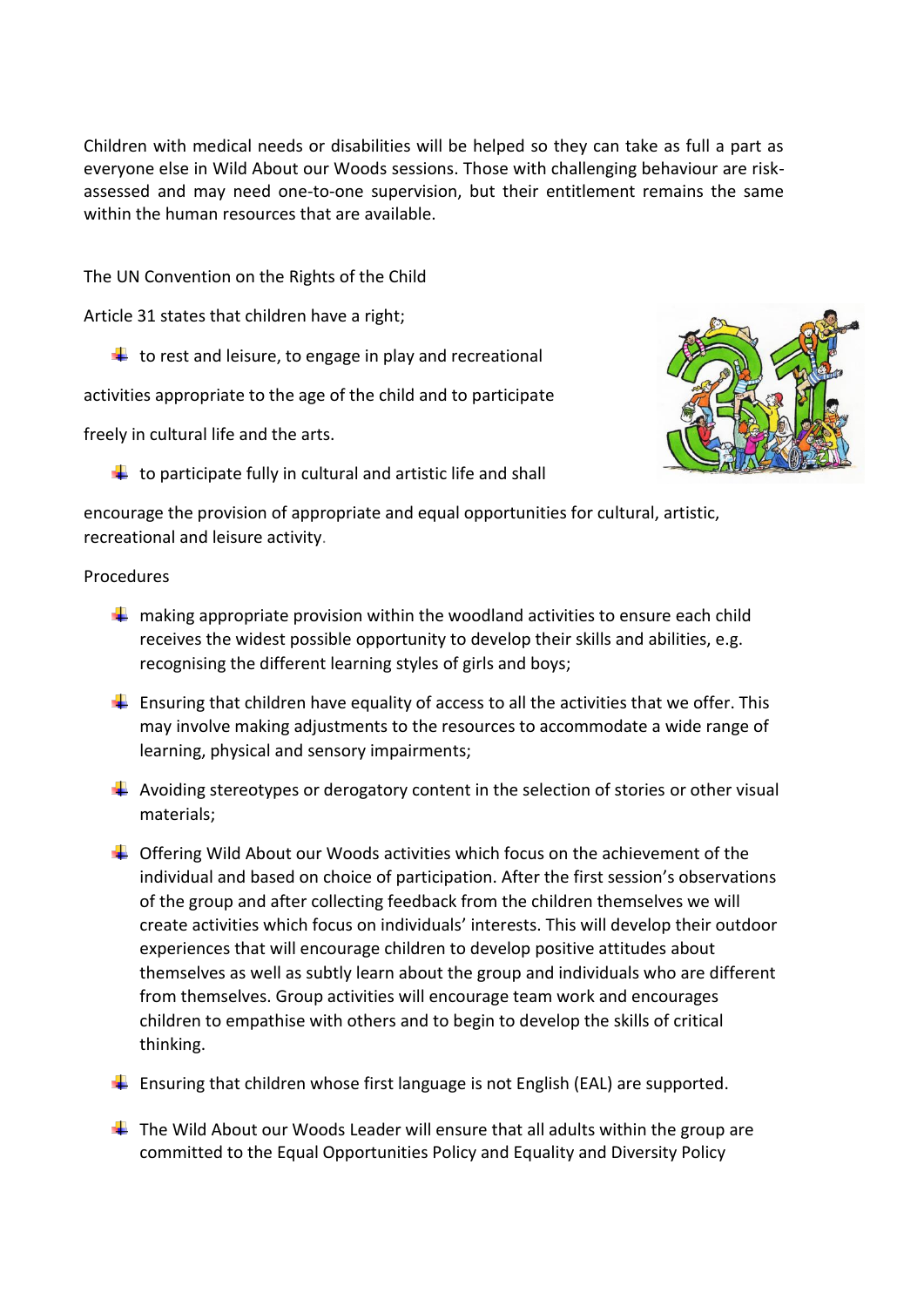Children with medical needs or disabilities will be helped so they can take as full a part as everyone else in Wild About our Woods sessions. Those with challenging behaviour are risk-assessed and may need one-to-one supervision, but their entitlement remains the same within the human resources that are available.

The UN Convention on the Rights of the Child

Article 31 states that children have a right;

- to rest and leisure, to engage in play and recreational activities appropriate to the age of the child and to participate freely in cultural life and the arts.
- to participate fully in cultural and artistic life and shall encourage the provision of appropriate and equal opportunities for cultural, artistic, recreational and leisure activity.

Procedures

- making appropriate provision within the woodland activities to ensure each child receives the widest possible opportunity to develop their skills and abilities, e.g. recognising the different learning styles of girls and boys;
- Ensuring that children have equality of access to all the activities that we offer. This may involve making adjustments to the resources to accommodate a wide range of learning, physical and sensory impairments;
- Avoiding stereotypes or derogatory content in the selection of stories or other visual materials;
- Offering Wild About our Woods activities which focus on the achievement of the individual and based on choice of participation. After the first session's observations of the group and after collecting feedback from the children themselves we will create activities which focus on individuals' interests. This will develop their outdoor experiences that will encourage children to develop positive attitudes about themselves as well as subtly learn about the group and individuals who are different from themselves. Group activities will encourage team work and encourages children to empathise with others and to begin to develop the skills of critical thinking.
- Ensuring that children whose first language is not English (EAL) are supported.
- The Wild About our Woods Leader will ensure that all adults within the group are committed to the Equal Opportunities Policy and Equality and Diversity Policy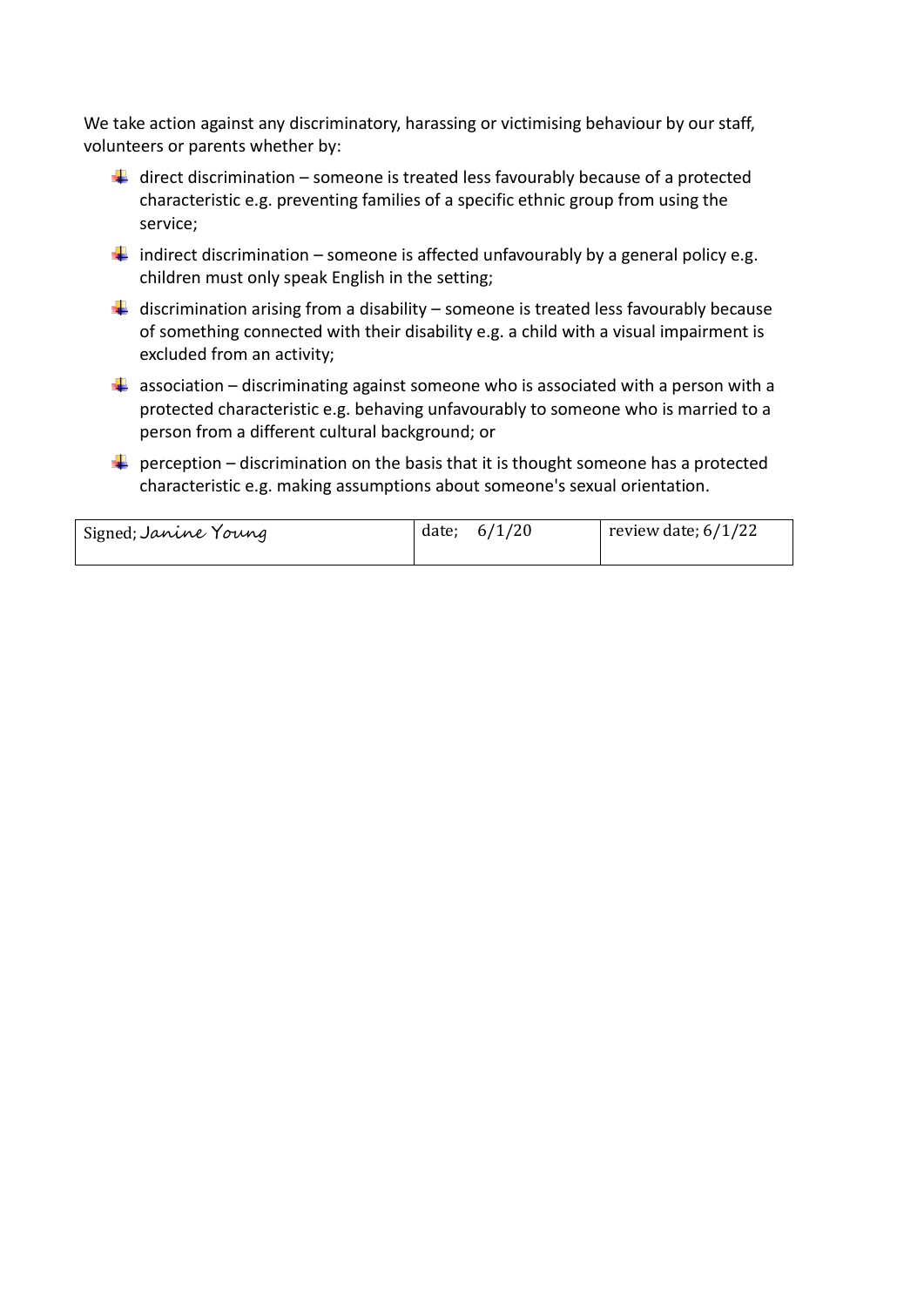We take action against any discriminatory, harassing or victimising behaviour by our staff, volunteers or parents whether by:

- direct discrimination – someone is treated less favourably because of a protected characteristic e.g. preventing families of a specific ethnic group from using the service;
- indirect discrimination – someone is affected unfavourably by a general policy e.g. children must only speak English in the setting;
- discrimination arising from a disability – someone is treated less favourably because of something connected with their disability e.g. a child with a visual impairment is excluded from an activity;
- association – discriminating against someone who is associated with a person with a protected characteristic e.g. behaving unfavourably to someone who is married to a person from a different cultural background; or
- perception – discrimination on the basis that it is thought someone has a protected characteristic e.g. making assumptions about someone's sexual orientation.

| | | |
|---|---|---|
| Signed; *Janine Young* | date; 6/1/20 | review date; 6/1/22 |